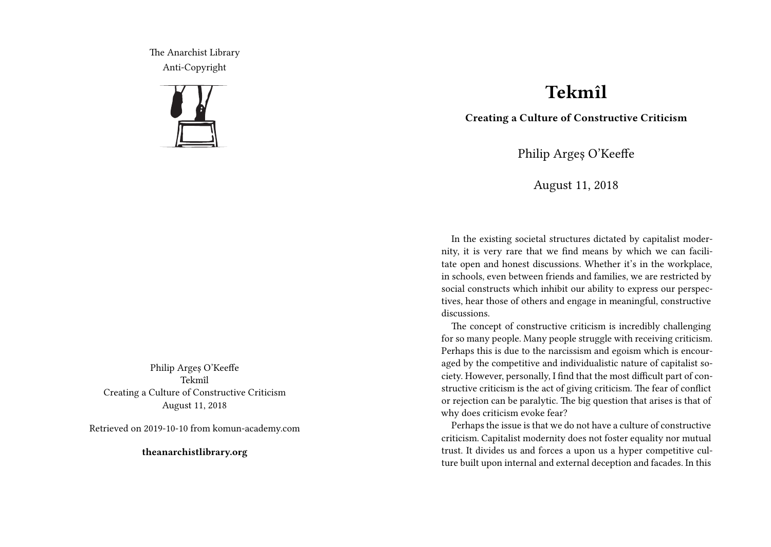The Anarchist Library
Anti-Copyright

Philip Argeș O'Keeffe
Tekmîl
Creating a Culture of Constructive Criticism
August 11, 2018

Retrieved on 2019-10-10 from komun-academy.com

**theanarchistlibrary.org**

# Tekmîl

**Creating a Culture of Constructive Criticism**

Philip Argeș O'Keeffe

August 11, 2018

In the existing societal structures dictated by capitalist modernity, it is very rare that we find means by which we can facilitate open and honest discussions. Whether it's in the workplace, in schools, even between friends and families, we are restricted by social constructs which inhibit our ability to express our perspectives, hear those of others and engage in meaningful, constructive discussions.

The concept of constructive criticism is incredibly challenging for so many people. Many people struggle with receiving criticism. Perhaps this is due to the narcissism and egoism which is encouraged by the competitive and individualistic nature of capitalist society. However, personally, I find that the most difficult part of constructive criticism is the act of giving criticism. The fear of conflict or rejection can be paralytic. The big question that arises is that of why does criticism evoke fear?

Perhaps the issue is that we do not have a culture of constructive criticism. Capitalist modernity does not foster equality nor mutual trust. It divides us and forces a upon us a hyper competitive culture built upon internal and external deception and facades. In this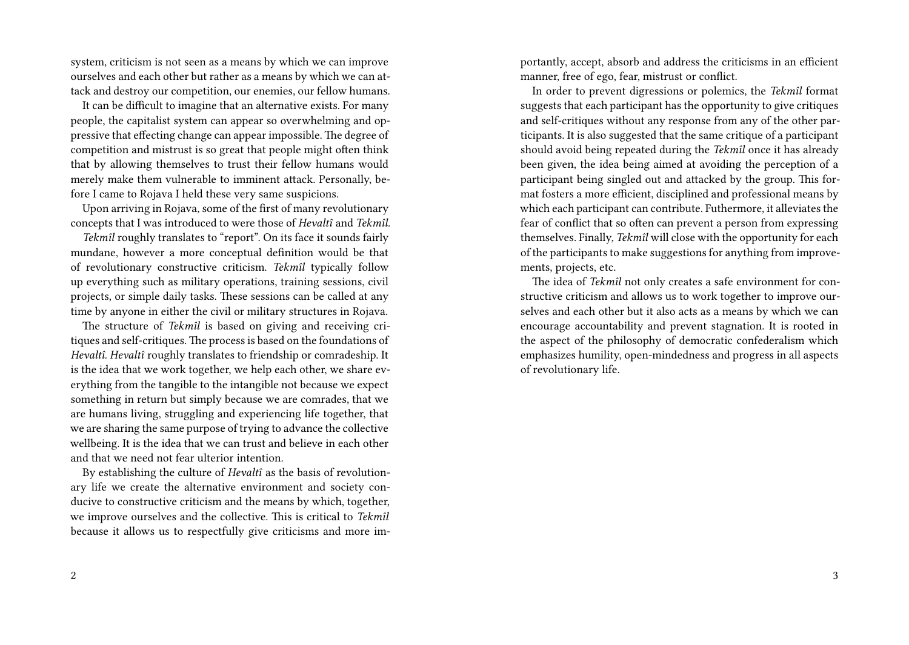system, criticism is not seen as a means by which we can improve ourselves and each other but rather as a means by which we can attack and destroy our competition, our enemies, our fellow humans.

It can be difficult to imagine that an alternative exists. For many people, the capitalist system can appear so overwhelming and oppressive that effecting change can appear impossible. The degree of competition and mistrust is so great that people might often think that by allowing themselves to trust their fellow humans would merely make them vulnerable to imminent attack. Personally, before I came to Rojava I held these very same suspicions.

Upon arriving in Rojava, some of the first of many revolutionary concepts that I was introduced to were those of *Hevaltî* and *Tekmîl*.

*Tekmîl* roughly translates to "report". On its face it sounds fairly mundane, however a more conceptual definition would be that of revolutionary constructive criticism. *Tekmîl* typically follow up everything such as military operations, training sessions, civil projects, or simple daily tasks. These sessions can be called at any time by anyone in either the civil or military structures in Rojava.

The structure of *Tekmîl* is based on giving and receiving critiques and self-critiques. The process is based on the foundations of *Hevaltî*. *Hevaltî* roughly translates to friendship or comradeship. It is the idea that we work together, we help each other, we share everything from the tangible to the intangible not because we expect something in return but simply because we are comrades, that we are humans living, struggling and experiencing life together, that we are sharing the same purpose of trying to advance the collective wellbeing. It is the idea that we can trust and believe in each other and that we need not fear ulterior intention.

By establishing the culture of *Hevaltî* as the basis of revolutionary life we create the alternative environment and society conducive to constructive criticism and the means by which, together, we improve ourselves and the collective. This is critical to *Tekmîl* because it allows us to respectfully give criticisms and more importantly, accept, absorb and address the criticisms in an efficient manner, free of ego, fear, mistrust or conflict.

In order to prevent digressions or polemics, the *Tekmîl* format suggests that each participant has the opportunity to give critiques and self-critiques without any response from any of the other participants. It is also suggested that the same critique of a participant should avoid being repeated during the *Tekmîl* once it has already been given, the idea being aimed at avoiding the perception of a participant being singled out and attacked by the group. This format fosters a more efficient, disciplined and professional means by which each participant can contribute. Futhermore, it alleviates the fear of conflict that so often can prevent a person from expressing themselves. Finally, *Tekmîl* will close with the opportunity for each of the participants to make suggestions for anything from improvements, projects, etc.

The idea of *Tekmîl* not only creates a safe environment for constructive criticism and allows us to work together to improve ourselves and each other but it also acts as a means by which we can encourage accountability and prevent stagnation. It is rooted in the aspect of the philosophy of democratic confederalism which emphasizes humility, open-mindedness and progress in all aspects of revolutionary life.